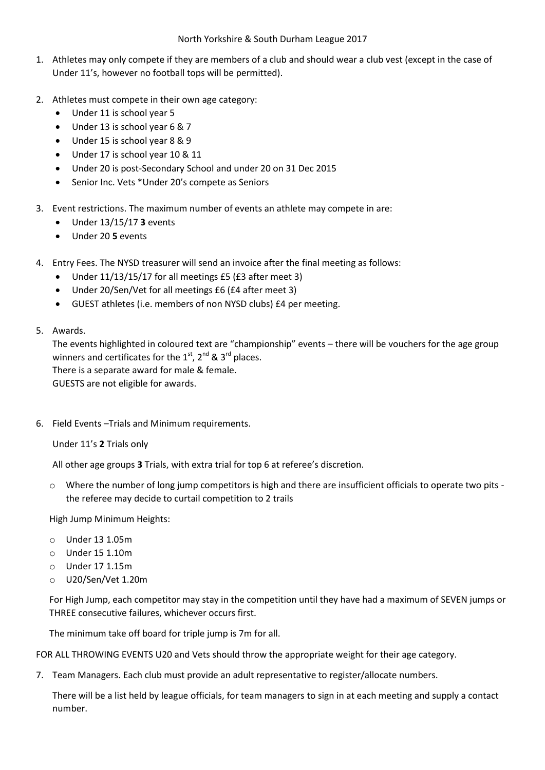# North Yorkshire & South Durham League 2017

1. Athletes may only compete if they are members of a club and should wear a club vest (except in the case of Under 11's, however no football tops will be permitted).

2. Athletes must compete in their own age category:
   - Under 11 is school year 5
   - Under 13 is school year 6 & 7
   - Under 15 is school year 8 & 9
   - Under 17 is school year 10 & 11
   - Under 20 is post-Secondary School and under 20 on 31 Dec 2015
   - Senior Inc. Vets *Under 20's compete as Seniors

3. Event restrictions. The maximum number of events an athlete may compete in are:
   - Under 13/15/17 **3** events
   - Under 20 **5** events

4. Entry Fees. The NYSD treasurer will send an invoice after the final meeting as follows:
   - Under 11/13/15/17 for all meetings £5 (£3 after meet 3)
   - Under 20/Sen/Vet for all meetings £6 (£4 after meet 3)
   - GUEST athletes (i.e. members of non NYSD clubs) £4 per meeting.

5. Awards.

   The events highlighted in coloured text are "championship" events – there will be vouchers for the age group winners and certificates for the 1st, 2nd & 3rd places.

   There is a separate award for male & female.

   GUESTS are not eligible for awards.

6. Field Events –Trials and Minimum requirements.

   Under 11's **2** Trials only

   All other age groups **3** Trials, with extra trial for top 6 at referee's discretion.

   - Where the number of long jump competitors is high and there are insufficient officials to operate two pits - the referee may decide to curtail competition to 2 trails

   High Jump Minimum Heights:

   - Under 13 1.05m
   - Under 15 1.10m
   - Under 17 1.15m
   - U20/Sen/Vet 1.20m

   For High Jump, each competitor may stay in the competition until they have had a maximum of SEVEN jumps or THREE consecutive failures, whichever occurs first.

   The minimum take off board for triple jump is 7m for all.

FOR ALL THROWING EVENTS U20 and Vets should throw the appropriate weight for their age category.

7. Team Managers. Each club must provide an adult representative to register/allocate numbers.

   There will be a list held by league officials, for team managers to sign in at each meeting and supply a contact number.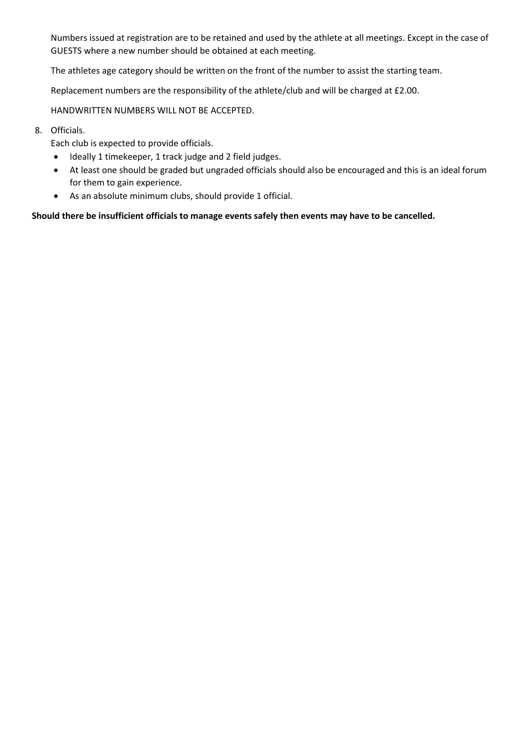Numbers issued at registration are to be retained and used by the athlete at all meetings. Except in the case of GUESTS where a new number should be obtained at each meeting.

The athletes age category should be written on the front of the number to assist the starting team.

Replacement numbers are the responsibility of the athlete/club and will be charged at £2.00.

HANDWRITTEN NUMBERS WILL NOT BE ACCEPTED.

8. Officials.
   Each club is expected to provide officials.
   - Ideally 1 timekeeper, 1 track judge and 2 field judges.
   - At least one should be graded but ungraded officials should also be encouraged and this is an ideal forum for them to gain experience.
   - As an absolute minimum clubs, should provide 1 official.

**Should there be insufficient officials to manage events safely then events may have to be cancelled.**